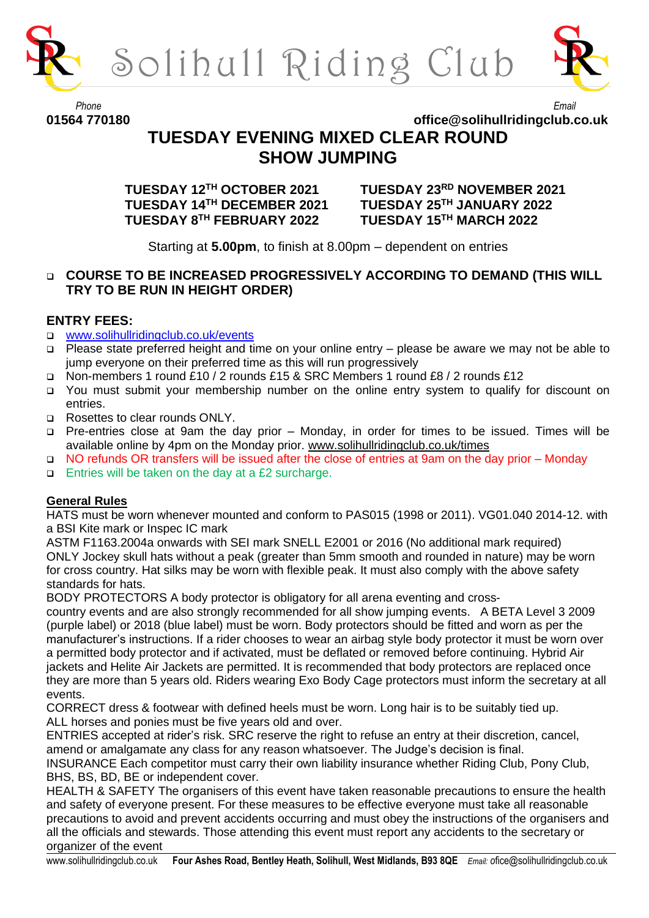# Solihull Riding Club

*Phone*
**01564 770180**

*Email*
**office@solihullridingclub.co.uk**

## TUESDAY EVENING MIXED CLEAR ROUND SHOW JUMPING

**TUESDAY 12TH OCTOBER 2021**
**TUESDAY 23RD NOVEMBER 2021**
**TUESDAY 14TH DECEMBER 2021**
**TUESDAY 25TH JANUARY 2022**
**TUESDAY 8TH FEBRUARY 2022**
**TUESDAY 15TH MARCH 2022**

Starting at **5.00pm**, to finish at 8.00pm – dependent on entries

- **COURSE TO BE INCREASED PROGRESSIVELY ACCORDING TO DEMAND (THIS WILL TRY TO BE RUN IN HEIGHT ORDER)**

### ENTRY FEES:

- www.solihullridingclub.co.uk/events
- Please state preferred height and time on your online entry – please be aware we may not be able to jump everyone on their preferred time as this will run progressively
- Non-members 1 round £10 / 2 rounds £15 & SRC Members 1 round £8 / 2 rounds £12
- You must submit your membership number on the online entry system to qualify for discount on entries.
- Rosettes to clear rounds ONLY.
- Pre-entries close at 9am the day prior – Monday, in order for times to be issued. Times will be available online by 4pm on the Monday prior. www.solihullridingclub.co.uk/times
- NO refunds OR transfers will be issued after the close of entries at 9am on the day prior – Monday
- Entries will be taken on the day at a £2 surcharge.

**General Rules**

HATS must be worn whenever mounted and conform to PAS015 (1998 or 2011). VG01.040 2014-12. with a BSI Kite mark or Inspec IC mark
ASTM F1163.2004a onwards with SEI mark SNELL E2001 or 2016 (No additional mark required)
ONLY Jockey skull hats without a peak (greater than 5mm smooth and rounded in nature) may be worn for cross country. Hat silks may be worn with flexible peak. It must also comply with the above safety standards for hats.

BODY PROTECTORS A body protector is obligatory for all arena eventing and cross-country events and are also strongly recommended for all show jumping events. A BETA Level 3 2009 (purple label) or 2018 (blue label) must be worn. Body protectors should be fitted and worn as per the manufacturer's instructions. If a rider chooses to wear an airbag style body protector it must be worn over a permitted body protector and if activated, must be deflated or removed before continuing. Hybrid Air jackets and Helite Air Jackets are permitted. It is recommended that body protectors are replaced once they are more than 5 years old. Riders wearing Exo Body Cage protectors must inform the secretary at all events.

CORRECT dress & footwear with defined heels must be worn. Long hair is to be suitably tied up.
ALL horses and ponies must be five years old and over.
ENTRIES accepted at rider's risk. SRC reserve the right to refuse an entry at their discretion, cancel, amend or amalgamate any class for any reason whatsoever. The Judge's decision is final.
INSURANCE Each competitor must carry their own liability insurance whether Riding Club, Pony Club, BHS, BS, BD, BE or independent cover.
HEALTH & SAFETY The organisers of this event have taken reasonable precautions to ensure the health and safety of everyone present. For these measures to be effective everyone must take all reasonable precautions to avoid and prevent accidents occurring and must obey the instructions of the organisers and all the officials and stewards. Those attending this event must report any accidents to the secretary or organizer of the event

www.solihullridingclub.co.uk **Four Ashes Road, Bentley Heath, Solihull, West Midlands, B93 8QE** *Email:* ofice@solihullridingclub.co.uk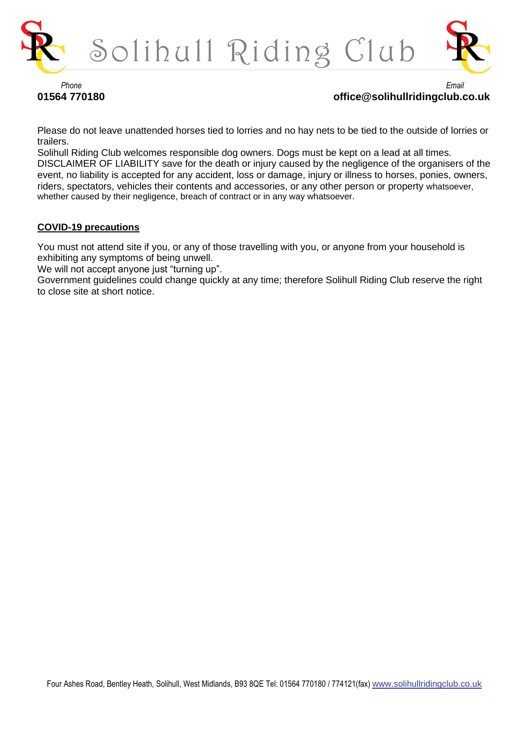Please do not leave unattended horses tied to lorries and no hay nets to be tied to the outside of lorries or trailers.

Solihull Riding Club welcomes responsible dog owners. Dogs must be kept on a lead at all times.

DISCLAIMER OF LIABILITY save for the death or injury caused by the negligence of the organisers of the event, no liability is accepted for any accident, loss or damage, injury or illness to horses, ponies, owners, riders, spectators, vehicles their contents and accessories, or any other person or property whatsoever, whether caused by their negligence, breach of contract or in any way whatsoever.

**COVID-19 precautions**

You must not attend site if you, or any of those travelling with you, or anyone from your household is exhibiting any symptoms of being unwell.

We will not accept anyone just "turning up".

Government guidelines could change quickly at any time; therefore Solihull Riding Club reserve the right to close site at short notice.